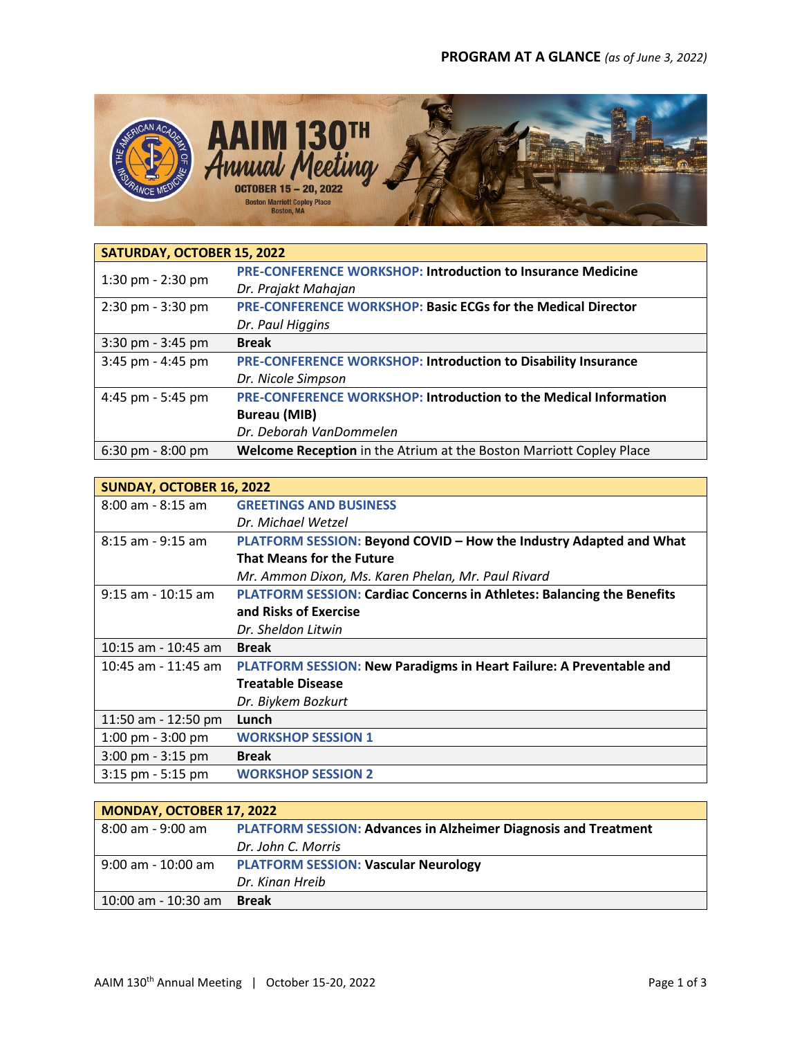**PROGRAM AT A GLANCE** *(as of June 3, 2022)*

# AAIM 130TH Annual Meeting

OCTOBER 15 – 20, 2022
Boston Marriott Copley Place
Boston, MA

| SATURDAY, OCTOBER 15, 2022 | |
|---|---|
| 1:30 pm - 2:30 pm | **PRE-CONFERENCE WORKSHOP: Introduction to Insurance Medicine** *Dr. Prajakt Mahajan* |
| 2:30 pm - 3:30 pm | **PRE-CONFERENCE WORKSHOP: Basic ECGs for the Medical Director** *Dr. Paul Higgins* |
| 3:30 pm - 3:45 pm | **Break** |
| 3:45 pm - 4:45 pm | **PRE-CONFERENCE WORKSHOP: Introduction to Disability Insurance** *Dr. Nicole Simpson* |
| 4:45 pm - 5:45 pm | **PRE-CONFERENCE WORKSHOP: Introduction to the Medical Information Bureau (MIB)** *Dr. Deborah VanDommelen* |
| 6:30 pm - 8:00 pm | **Welcome Reception** in the Atrium at the Boston Marriott Copley Place |

| SUNDAY, OCTOBER 16, 2022 | |
|---|---|
| 8:00 am - 8:15 am | **GREETINGS AND BUSINESS** *Dr. Michael Wetzel* |
| 8:15 am - 9:15 am | **PLATFORM SESSION: Beyond COVID – How the Industry Adapted and What That Means for the Future** *Mr. Ammon Dixon, Ms. Karen Phelan, Mr. Paul Rivard* |
| 9:15 am - 10:15 am | **PLATFORM SESSION: Cardiac Concerns in Athletes: Balancing the Benefits and Risks of Exercise** *Dr. Sheldon Litwin* |
| 10:15 am - 10:45 am | **Break** |
| 10:45 am - 11:45 am | **PLATFORM SESSION: New Paradigms in Heart Failure: A Preventable and Treatable Disease** *Dr. Biykem Bozkurt* |
| 11:50 am - 12:50 pm | **Lunch** |
| 1:00 pm - 3:00 pm | **WORKSHOP SESSION 1** |
| 3:00 pm - 3:15 pm | **Break** |
| 3:15 pm - 5:15 pm | **WORKSHOP SESSION 2** |

| MONDAY, OCTOBER 17, 2022 | |
|---|---|
| 8:00 am - 9:00 am | **PLATFORM SESSION: Advances in Alzheimer Diagnosis and Treatment** *Dr. John C. Morris* |
| 9:00 am - 10:00 am | **PLATFORM SESSION: Vascular Neurology** *Dr. Kinan Hreib* |
| 10:00 am - 10:30 am | **Break** |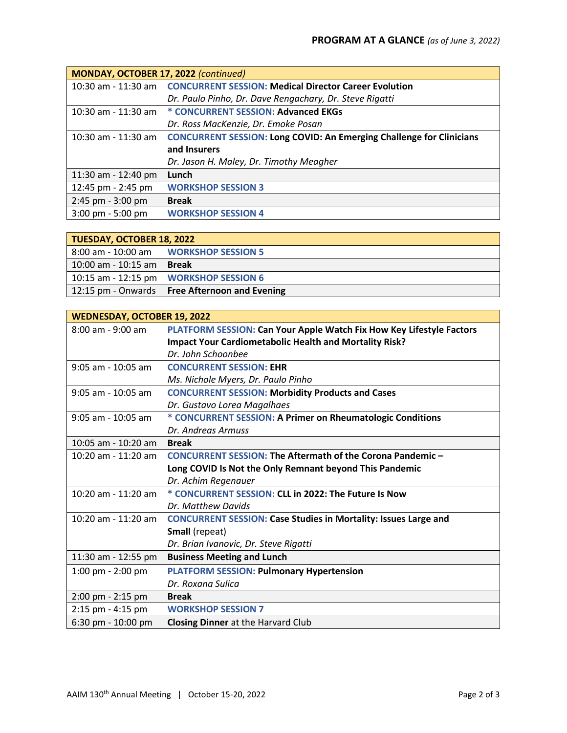## PROGRAM AT A GLANCE *(as of June 3, 2022)*

| **MONDAY, OCTOBER 17, 2022** *(continued)* | |
|---|---|
| 10:30 am - 11:30 am | **CONCURRENT SESSION: Medical Director Career Evolution**<br>*Dr. Paulo Pinho, Dr. Dave Rengachary, Dr. Steve Rigatti* |
| 10:30 am - 11:30 am | **\* CONCURRENT SESSION: Advanced EKGs**<br>*Dr. Ross MacKenzie, Dr. Emoke Posan* |
| 10:30 am - 11:30 am | **CONCURRENT SESSION: Long COVID: An Emerging Challenge for Clinicians and Insurers**<br>*Dr. Jason H. Maley, Dr. Timothy Meagher* |
| 11:30 am - 12:40 pm | **Lunch** |
| 12:45 pm - 2:45 pm | **WORKSHOP SESSION 3** |
| 2:45 pm - 3:00 pm | **Break** |
| 3:00 pm - 5:00 pm | **WORKSHOP SESSION 4** |

| **TUESDAY, OCTOBER 18, 2022** | |
|---|---|
| 8:00 am - 10:00 am | **WORKSHOP SESSION 5** |
| 10:00 am - 10:15 am | **Break** |
| 10:15 am - 12:15 pm | **WORKSHOP SESSION 6** |
| 12:15 pm - Onwards | **Free Afternoon and Evening** |

| **WEDNESDAY, OCTOBER 19, 2022** | |
|---|---|
| 8:00 am - 9:00 am | **PLATFORM SESSION: Can Your Apple Watch Fix How Key Lifestyle Factors Impact Your Cardiometabolic Health and Mortality Risk?**<br>*Dr. John Schoonbee* |
| 9:05 am - 10:05 am | **CONCURRENT SESSION: EHR**<br>*Ms. Nichole Myers, Dr. Paulo Pinho* |
| 9:05 am - 10:05 am | **CONCURRENT SESSION: Morbidity Products and Cases**<br>*Dr. Gustavo Lorea Magalhaes* |
| 9:05 am - 10:05 am | **\* CONCURRENT SESSION: A Primer on Rheumatologic Conditions**<br>*Dr. Andreas Armuss* |
| 10:05 am - 10:20 am | **Break** |
| 10:20 am - 11:20 am | **CONCURRENT SESSION: The Aftermath of the Corona Pandemic – Long COVID Is Not the Only Remnant beyond This Pandemic**<br>*Dr. Achim Regenauer* |
| 10:20 am - 11:20 am | **\* CONCURRENT SESSION: CLL in 2022: The Future Is Now**<br>*Dr. Matthew Davids* |
| 10:20 am - 11:20 am | **CONCURRENT SESSION: Case Studies in Mortality: Issues Large and Small** (repeat)<br>*Dr. Brian Ivanovic, Dr. Steve Rigatti* |
| 11:30 am - 12:55 pm | **Business Meeting and Lunch** |
| 1:00 pm - 2:00 pm | **PLATFORM SESSION: Pulmonary Hypertension**<br>*Dr. Roxana Sulica* |
| 2:00 pm - 2:15 pm | **Break** |
| 2:15 pm - 4:15 pm | **WORKSHOP SESSION 7** |
| 6:30 pm - 10:00 pm | **Closing Dinner** at the Harvard Club |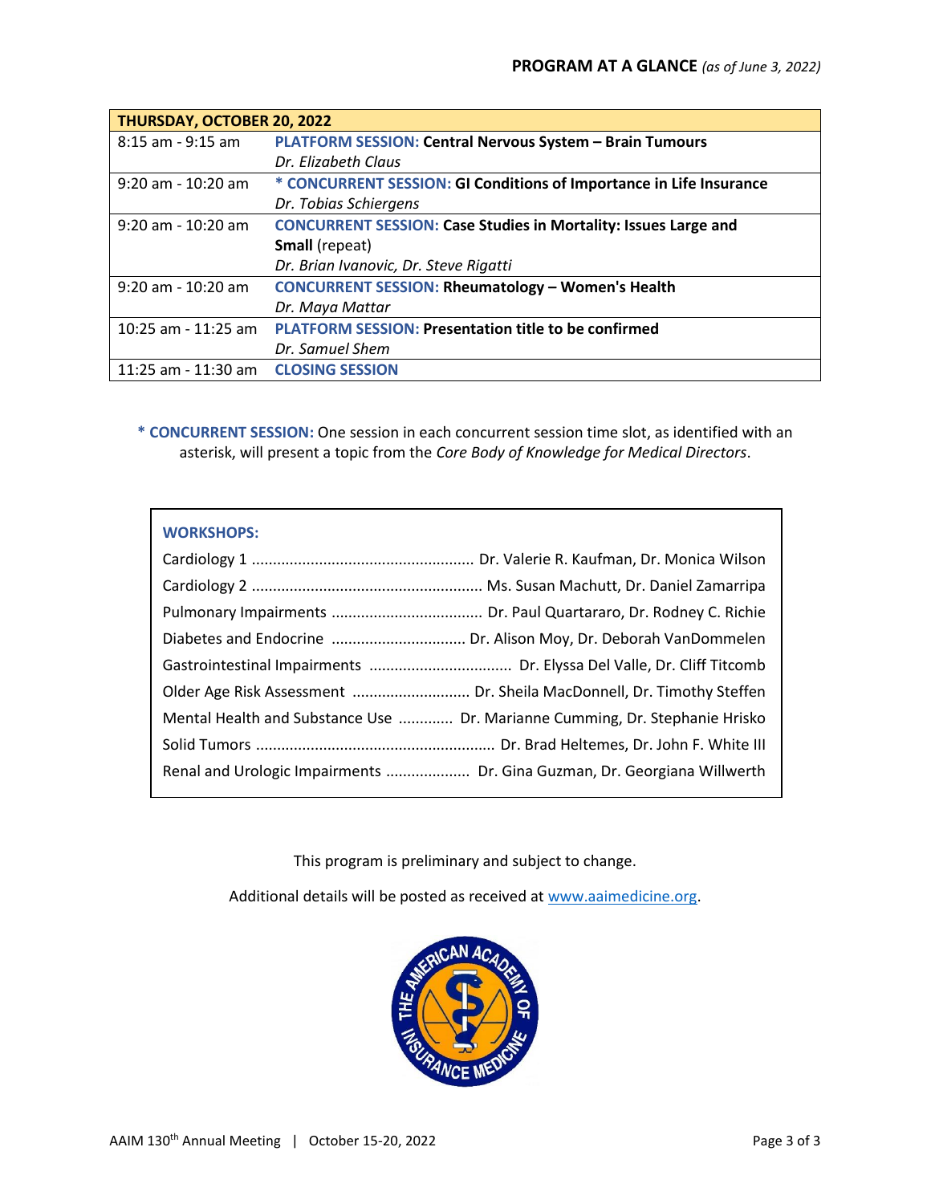**PROGRAM AT A GLANCE** *(as of June 3, 2022)*

| **THURSDAY, OCTOBER 20, 2022** | |
|---|---|
| 8:15 am - 9:15 am | **PLATFORM SESSION: Central Nervous System – Brain Tumours** *Dr. Elizabeth Claus* |
| 9:20 am - 10:20 am | **\* CONCURRENT SESSION: GI Conditions of Importance in Life Insurance** *Dr. Tobias Schiergens* |
| 9:20 am - 10:20 am | **CONCURRENT SESSION: Case Studies in Mortality: Issues Large and Small** (repeat) *Dr. Brian Ivanovic, Dr. Steve Rigatti* |
| 9:20 am - 10:20 am | **CONCURRENT SESSION: Rheumatology – Women's Health** *Dr. Maya Mattar* |
| 10:25 am - 11:25 am | **PLATFORM SESSION: Presentation title to be confirmed** *Dr. Samuel Shem* |
| 11:25 am - 11:30 am | **CLOSING SESSION** |

**\* CONCURRENT SESSION:** One session in each concurrent session time slot, as identified with an asterisk, will present a topic from the *Core Body of Knowledge for Medical Directors*.

**WORKSHOPS:**

Cardiology 1 .................................................... Dr. Valerie R. Kaufman, Dr. Monica Wilson

Cardiology 2 ...................................................... Ms. Susan Machutt, Dr. Daniel Zamarripa

Pulmonary Impairments ................................... Dr. Paul Quartararo, Dr. Rodney C. Richie

Diabetes and Endocrine ............................... Dr. Alison Moy, Dr. Deborah VanDommelen

Gastrointestinal Impairments ................................. Dr. Elyssa Del Valle, Dr. Cliff Titcomb

Older Age Risk Assessment ........................... Dr. Sheila MacDonnell, Dr. Timothy Steffen

Mental Health and Substance Use ............ Dr. Marianne Cumming, Dr. Stephanie Hrisko

Solid Tumors ........................................................ Dr. Brad Heltemes, Dr. John F. White III

Renal and Urologic Impairments .................... Dr. Gina Guzman, Dr. Georgiana Willwerth

This program is preliminary and subject to change.

Additional details will be posted as received at [www.aaimedicine.org](http://www.aaimedicine.org).

THE AMERICAN ACADEMY OF INSURANCE MEDICINE